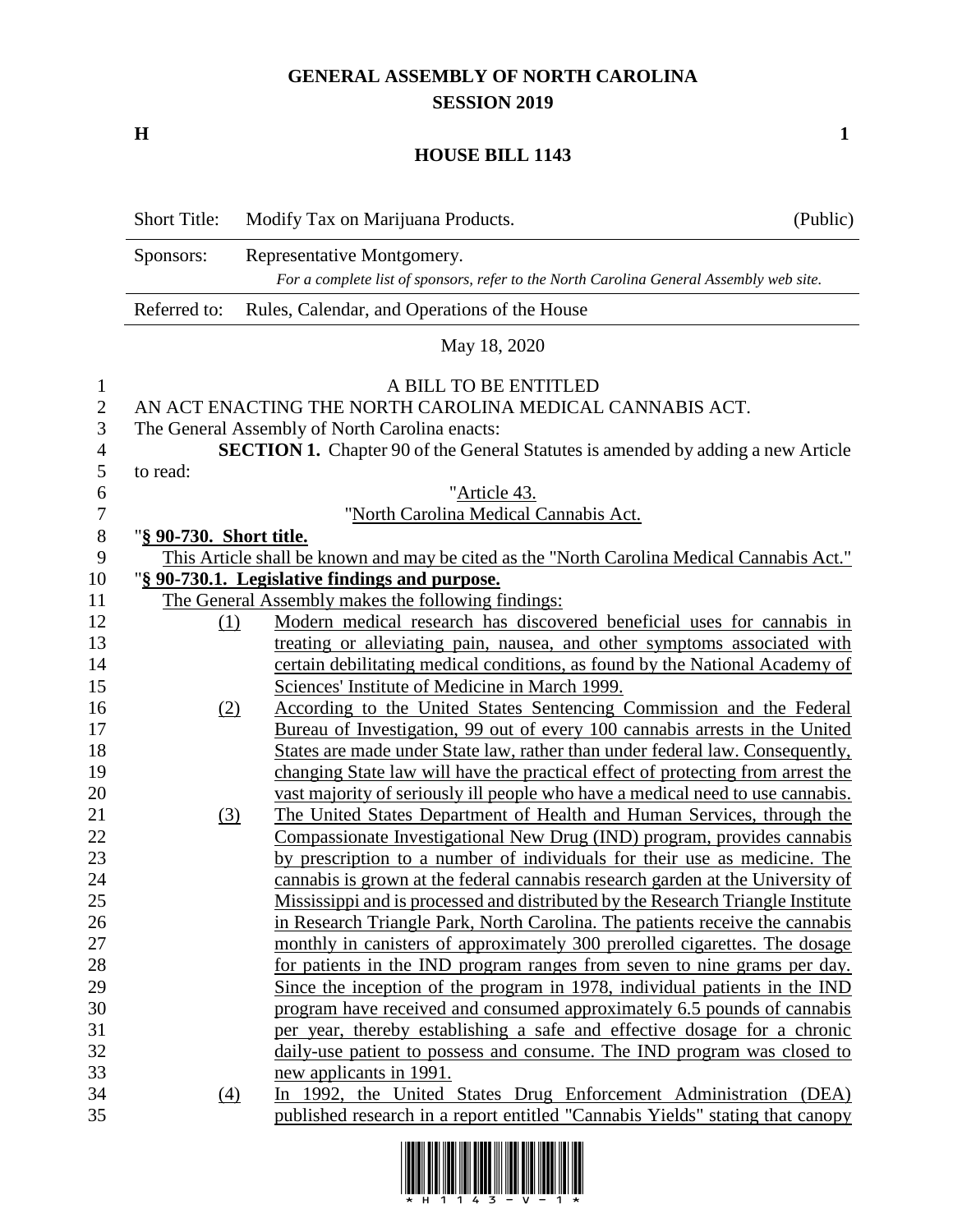# GENERAL ASSEMBLY OF NORTH CAROLINA
## SESSION 2019

**H** **1**

## HOUSE BILL 1143

| | | |
|---|---|---|
| Short Title: | Modify Tax on Marijuana Products. | (Public) |
| Sponsors: | Representative Montgomery. *For a complete list of sponsors, refer to the North Carolina General Assembly web site.* | |
| Referred to: | Rules, Calendar, and Operations of the House | |

May 18, 2020

A BILL TO BE ENTITLED

AN ACT ENACTING THE NORTH CAROLINA MEDICAL CANNABIS ACT.

The General Assembly of North Carolina enacts:

**SECTION 1.** Chapter 90 of the General Statutes is amended by adding a new Article to read:

"Article 43.

"North Carolina Medical Cannabis Act.

"**§ 90-730. Short title.**

This Article shall be known and may be cited as the "North Carolina Medical Cannabis Act."

"**§ 90-730.1. Legislative findings and purpose.**

The General Assembly makes the following findings:

(1) Modern medical research has discovered beneficial uses for cannabis in treating or alleviating pain, nausea, and other symptoms associated with certain debilitating medical conditions, as found by the National Academy of Sciences' Institute of Medicine in March 1999.

(2) According to the United States Sentencing Commission and the Federal Bureau of Investigation, 99 out of every 100 cannabis arrests in the United States are made under State law, rather than under federal law. Consequently, changing State law will have the practical effect of protecting from arrest the vast majority of seriously ill people who have a medical need to use cannabis.

(3) The United States Department of Health and Human Services, through the Compassionate Investigational New Drug (IND) program, provides cannabis by prescription to a number of individuals for their use as medicine. The cannabis is grown at the federal cannabis research garden at the University of Mississippi and is processed and distributed by the Research Triangle Institute in Research Triangle Park, North Carolina. The patients receive the cannabis monthly in canisters of approximately 300 prerolled cigarettes. The dosage for patients in the IND program ranges from seven to nine grams per day. Since the inception of the program in 1978, individual patients in the IND program have received and consumed approximately 6.5 pounds of cannabis per year, thereby establishing a safe and effective dosage for a chronic daily-use patient to possess and consume. The IND program was closed to new applicants in 1991.

(4) In 1992, the United States Drug Enforcement Administration (DEA) published research in a report entitled "Cannabis Yields" stating that canopy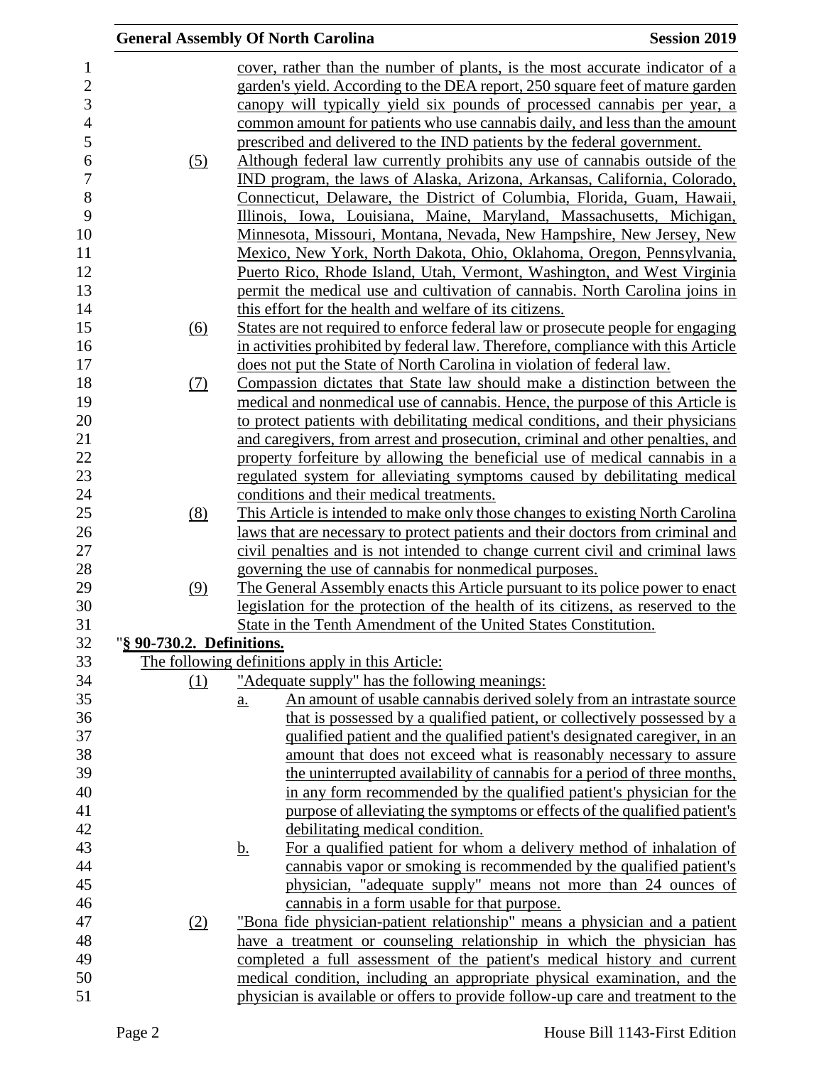cover, rather than the number of plants, is the most accurate indicator of a garden's yield. According to the DEA report, 250 square feet of mature garden canopy will typically yield six pounds of processed cannabis per year, a common amount for patients who use cannabis daily, and less than the amount prescribed and delivered to the IND patients by the federal government.

(5) Although federal law currently prohibits any use of cannabis outside of the IND program, the laws of Alaska, Arizona, Arkansas, California, Colorado, Connecticut, Delaware, the District of Columbia, Florida, Guam, Hawaii, Illinois, Iowa, Louisiana, Maine, Maryland, Massachusetts, Michigan, Minnesota, Missouri, Montana, Nevada, New Hampshire, New Jersey, New Mexico, New York, North Dakota, Ohio, Oklahoma, Oregon, Pennsylvania, Puerto Rico, Rhode Island, Utah, Vermont, Washington, and West Virginia permit the medical use and cultivation of cannabis. North Carolina joins in this effort for the health and welfare of its citizens.

(6) States are not required to enforce federal law or prosecute people for engaging in activities prohibited by federal law. Therefore, compliance with this Article does not put the State of North Carolina in violation of federal law.

(7) Compassion dictates that State law should make a distinction between the medical and nonmedical use of cannabis. Hence, the purpose of this Article is to protect patients with debilitating medical conditions, and their physicians and caregivers, from arrest and prosecution, criminal and other penalties, and property forfeiture by allowing the beneficial use of medical cannabis in a regulated system for alleviating symptoms caused by debilitating medical conditions and their medical treatments.

(8) This Article is intended to make only those changes to existing North Carolina laws that are necessary to protect patients and their doctors from criminal and civil penalties and is not intended to change current civil and criminal laws governing the use of cannabis for nonmedical purposes.

(9) The General Assembly enacts this Article pursuant to its police power to enact legislation for the protection of the health of its citizens, as reserved to the State in the Tenth Amendment of the United States Constitution.

"**§ 90-730.2. Definitions.**

The following definitions apply in this Article:

(1) "Adequate supply" has the following meanings:

a. An amount of usable cannabis derived solely from an intrastate source that is possessed by a qualified patient, or collectively possessed by a qualified patient and the qualified patient's designated caregiver, in an amount that does not exceed what is reasonably necessary to assure the uninterrupted availability of cannabis for a period of three months, in any form recommended by the qualified patient's physician for the purpose of alleviating the symptoms or effects of the qualified patient's debilitating medical condition.

b. For a qualified patient for whom a delivery method of inhalation of cannabis vapor or smoking is recommended by the qualified patient's physician, "adequate supply" means not more than 24 ounces of cannabis in a form usable for that purpose.

(2) "Bona fide physician-patient relationship" means a physician and a patient have a treatment or counseling relationship in which the physician has completed a full assessment of the patient's medical history and current medical condition, including an appropriate physical examination, and the physician is available or offers to provide follow-up care and treatment to the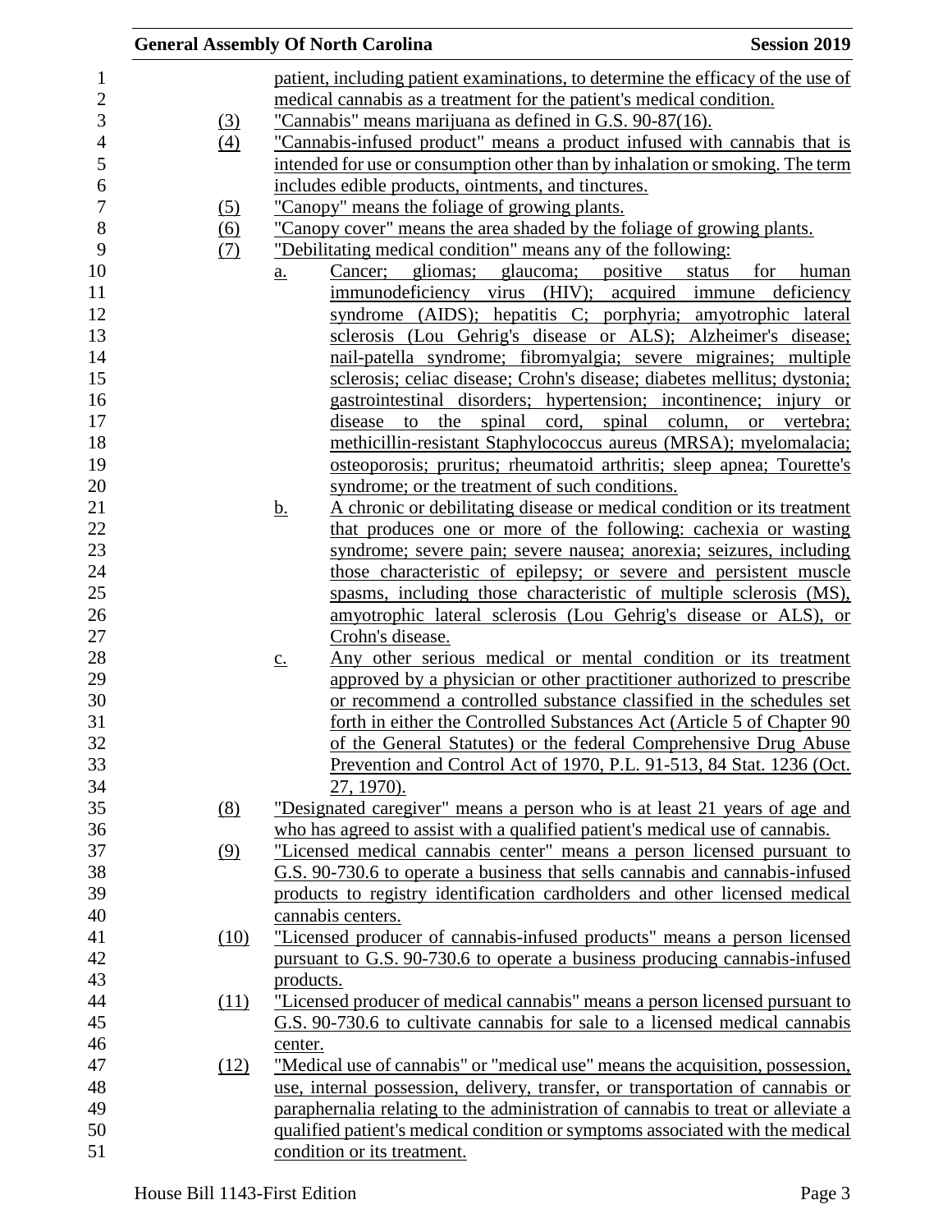patient, including patient examinations, to determine the efficacy of the use of medical cannabis as a treatment for the patient's medical condition.

(3) "Cannabis" means marijuana as defined in G.S. 90-87(16).

(4) "Cannabis-infused product" means a product infused with cannabis that is intended for use or consumption other than by inhalation or smoking. The term includes edible products, ointments, and tinctures.

(5) "Canopy" means the foliage of growing plants.

(6) "Canopy cover" means the area shaded by the foliage of growing plants.

(7) "Debilitating medical condition" means any of the following:

a. Cancer; gliomas; glaucoma; positive status for human immunodeficiency virus (HIV); acquired immune deficiency syndrome (AIDS); hepatitis C; porphyria; amyotrophic lateral sclerosis (Lou Gehrig's disease or ALS); Alzheimer's disease; nail-patella syndrome; fibromyalgia; severe migraines; multiple sclerosis; celiac disease; Crohn's disease; diabetes mellitus; dystonia; gastrointestinal disorders; hypertension; incontinence; injury or disease to the spinal cord, spinal column, or vertebra; methicillin-resistant Staphylococcus aureus (MRSA); myelomalacia; osteoporosis; pruritus; rheumatoid arthritis; sleep apnea; Tourette's syndrome; or the treatment of such conditions.

b. A chronic or debilitating disease or medical condition or its treatment that produces one or more of the following: cachexia or wasting syndrome; severe pain; severe nausea; anorexia; seizures, including those characteristic of epilepsy; or severe and persistent muscle spasms, including those characteristic of multiple sclerosis (MS), amyotrophic lateral sclerosis (Lou Gehrig's disease or ALS), or Crohn's disease.

c. Any other serious medical or mental condition or its treatment approved by a physician or other practitioner authorized to prescribe or recommend a controlled substance classified in the schedules set forth in either the Controlled Substances Act (Article 5 of Chapter 90 of the General Statutes) or the federal Comprehensive Drug Abuse Prevention and Control Act of 1970, P.L. 91-513, 84 Stat. 1236 (Oct. 27, 1970).

(8) "Designated caregiver" means a person who is at least 21 years of age and who has agreed to assist with a qualified patient's medical use of cannabis.

(9) "Licensed medical cannabis center" means a person licensed pursuant to G.S. 90-730.6 to operate a business that sells cannabis and cannabis-infused products to registry identification cardholders and other licensed medical cannabis centers.

(10) "Licensed producer of cannabis-infused products" means a person licensed pursuant to G.S. 90-730.6 to operate a business producing cannabis-infused products.

(11) "Licensed producer of medical cannabis" means a person licensed pursuant to G.S. 90-730.6 to cultivate cannabis for sale to a licensed medical cannabis center.

(12) "Medical use of cannabis" or "medical use" means the acquisition, possession, use, internal possession, delivery, transfer, or transportation of cannabis or paraphernalia relating to the administration of cannabis to treat or alleviate a qualified patient's medical condition or symptoms associated with the medical condition or its treatment.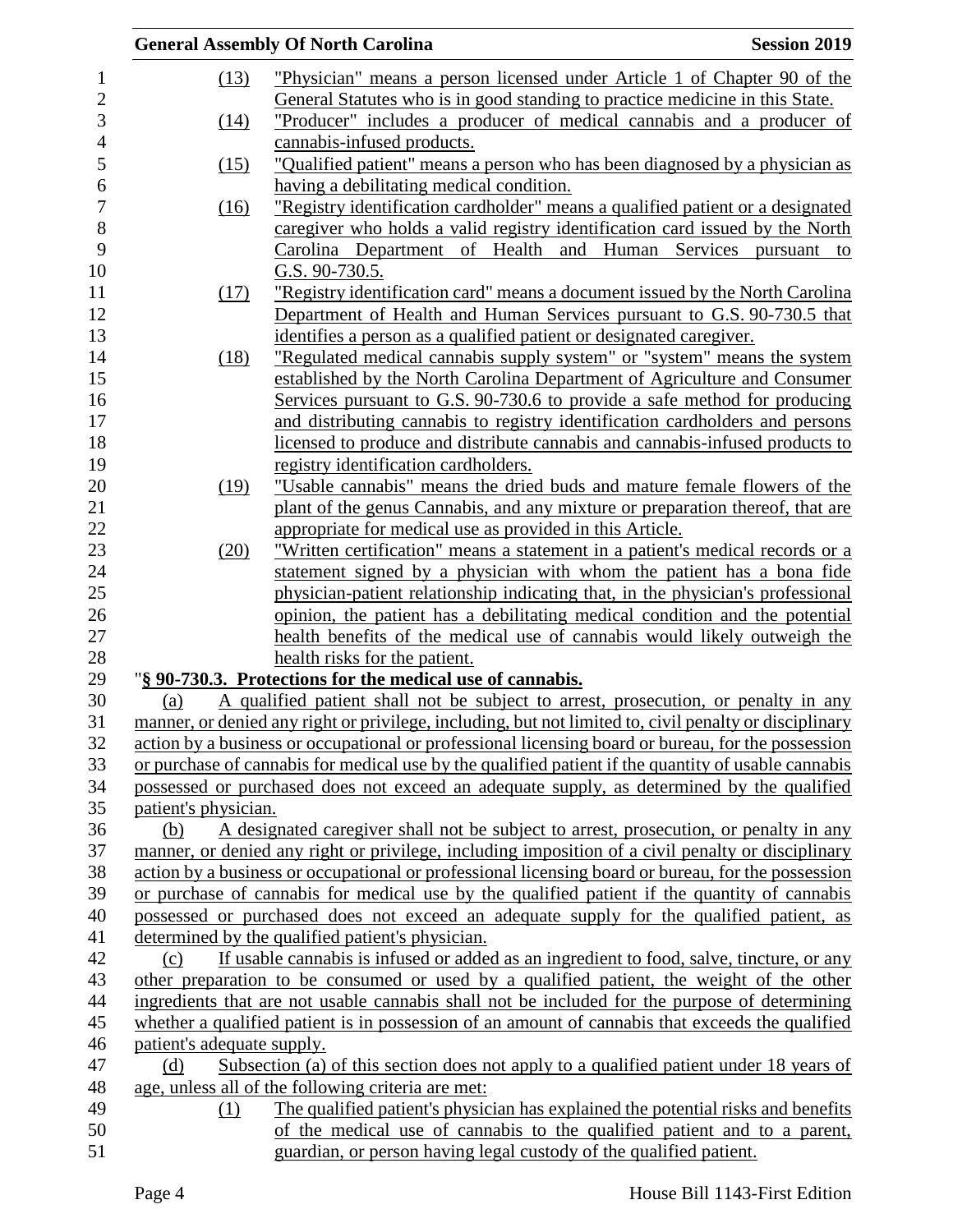(13) "Physician" means a person licensed under Article 1 of Chapter 90 of the General Statutes who is in good standing to practice medicine in this State.

(14) "Producer" includes a producer of medical cannabis and a producer of cannabis-infused products.

(15) "Qualified patient" means a person who has been diagnosed by a physician as having a debilitating medical condition.

(16) "Registry identification cardholder" means a qualified patient or a designated caregiver who holds a valid registry identification card issued by the North Carolina Department of Health and Human Services pursuant to G.S. 90-730.5.

(17) "Registry identification card" means a document issued by the North Carolina Department of Health and Human Services pursuant to G.S. 90-730.5 that identifies a person as a qualified patient or designated caregiver.

(18) "Regulated medical cannabis supply system" or "system" means the system established by the North Carolina Department of Agriculture and Consumer Services pursuant to G.S. 90-730.6 to provide a safe method for producing and distributing cannabis to registry identification cardholders and persons licensed to produce and distribute cannabis and cannabis-infused products to registry identification cardholders.

(19) "Usable cannabis" means the dried buds and mature female flowers of the plant of the genus Cannabis, and any mixture or preparation thereof, that are appropriate for medical use as provided in this Article.

(20) "Written certification" means a statement in a patient's medical records or a statement signed by a physician with whom the patient has a bona fide physician-patient relationship indicating that, in the physician's professional opinion, the patient has a debilitating medical condition and the potential health benefits of the medical use of cannabis would likely outweigh the health risks for the patient.

"**§ 90-730.3. Protections for the medical use of cannabis.**

(a) A qualified patient shall not be subject to arrest, prosecution, or penalty in any manner, or denied any right or privilege, including, but not limited to, civil penalty or disciplinary action by a business or occupational or professional licensing board or bureau, for the possession or purchase of cannabis for medical use by the qualified patient if the quantity of usable cannabis possessed or purchased does not exceed an adequate supply, as determined by the qualified patient's physician.

(b) A designated caregiver shall not be subject to arrest, prosecution, or penalty in any manner, or denied any right or privilege, including imposition of a civil penalty or disciplinary action by a business or occupational or professional licensing board or bureau, for the possession or purchase of cannabis for medical use by the qualified patient if the quantity of cannabis possessed or purchased does not exceed an adequate supply for the qualified patient, as determined by the qualified patient's physician.

(c) If usable cannabis is infused or added as an ingredient to food, salve, tincture, or any other preparation to be consumed or used by a qualified patient, the weight of the other ingredients that are not usable cannabis shall not be included for the purpose of determining whether a qualified patient is in possession of an amount of cannabis that exceeds the qualified patient's adequate supply.

(d) Subsection (a) of this section does not apply to a qualified patient under 18 years of age, unless all of the following criteria are met:

(1) The qualified patient's physician has explained the potential risks and benefits of the medical use of cannabis to the qualified patient and to a parent, guardian, or person having legal custody of the qualified patient.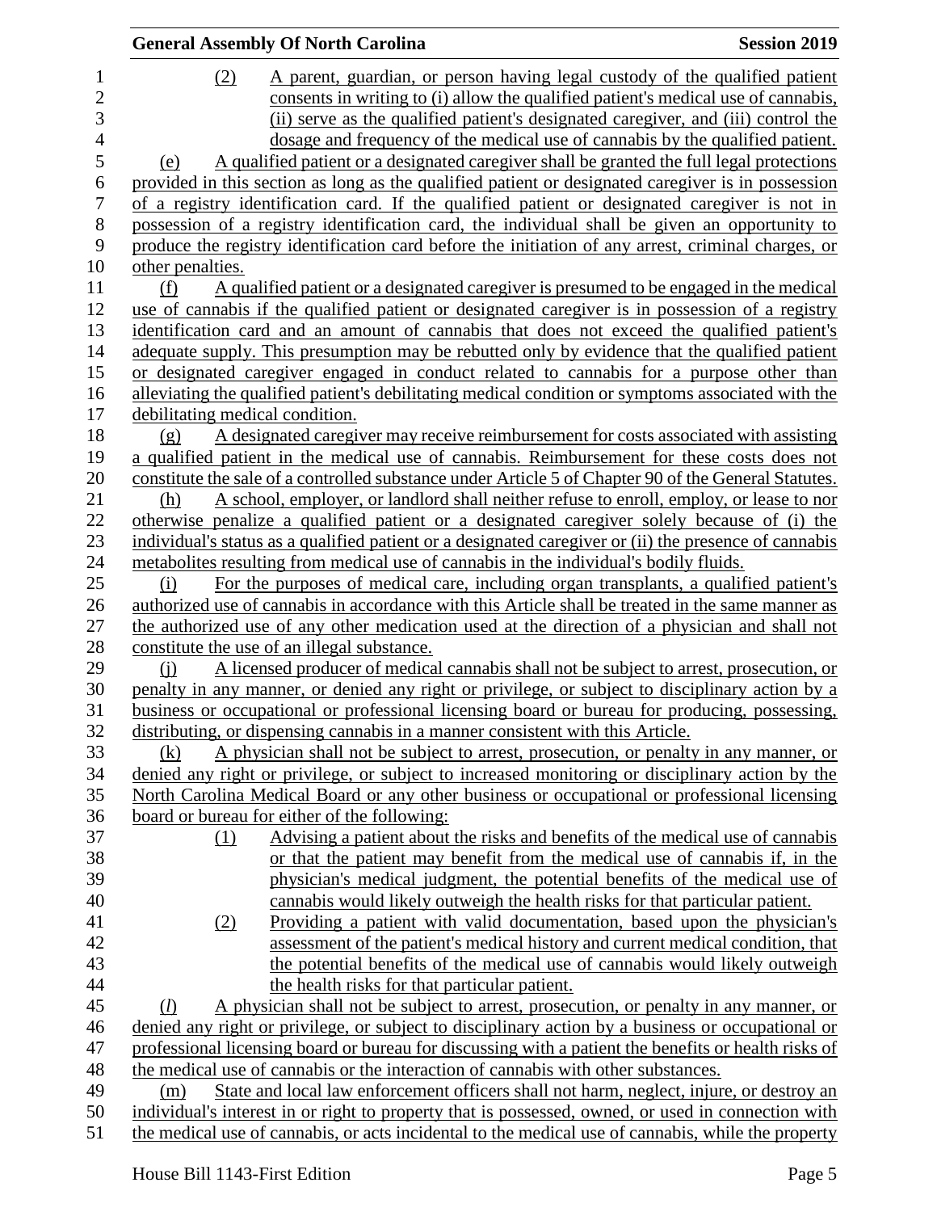(2) A parent, guardian, or person having legal custody of the qualified patient consents in writing to (i) allow the qualified patient's medical use of cannabis, (ii) serve as the qualified patient's designated caregiver, and (iii) control the dosage and frequency of the medical use of cannabis by the qualified patient.

(e) A qualified patient or a designated caregiver shall be granted the full legal protections provided in this section as long as the qualified patient or designated caregiver is in possession of a registry identification card. If the qualified patient or designated caregiver is not in possession of a registry identification card, the individual shall be given an opportunity to produce the registry identification card before the initiation of any arrest, criminal charges, or other penalties.

(f) A qualified patient or a designated caregiver is presumed to be engaged in the medical use of cannabis if the qualified patient or designated caregiver is in possession of a registry identification card and an amount of cannabis that does not exceed the qualified patient's adequate supply. This presumption may be rebutted only by evidence that the qualified patient or designated caregiver engaged in conduct related to cannabis for a purpose other than alleviating the qualified patient's debilitating medical condition or symptoms associated with the debilitating medical condition.

(g) A designated caregiver may receive reimbursement for costs associated with assisting a qualified patient in the medical use of cannabis. Reimbursement for these costs does not constitute the sale of a controlled substance under Article 5 of Chapter 90 of the General Statutes.

(h) A school, employer, or landlord shall neither refuse to enroll, employ, or lease to nor otherwise penalize a qualified patient or a designated caregiver solely because of (i) the individual's status as a qualified patient or a designated caregiver or (ii) the presence of cannabis metabolites resulting from medical use of cannabis in the individual's bodily fluids.

(i) For the purposes of medical care, including organ transplants, a qualified patient's authorized use of cannabis in accordance with this Article shall be treated in the same manner as the authorized use of any other medication used at the direction of a physician and shall not constitute the use of an illegal substance.

(j) A licensed producer of medical cannabis shall not be subject to arrest, prosecution, or penalty in any manner, or denied any right or privilege, or subject to disciplinary action by a business or occupational or professional licensing board or bureau for producing, possessing, distributing, or dispensing cannabis in a manner consistent with this Article.

(k) A physician shall not be subject to arrest, prosecution, or penalty in any manner, or denied any right or privilege, or subject to increased monitoring or disciplinary action by the North Carolina Medical Board or any other business or occupational or professional licensing board or bureau for either of the following:

(1) Advising a patient about the risks and benefits of the medical use of cannabis or that the patient may benefit from the medical use of cannabis if, in the physician's medical judgment, the potential benefits of the medical use of cannabis would likely outweigh the health risks for that particular patient.

(2) Providing a patient with valid documentation, based upon the physician's assessment of the patient's medical history and current medical condition, that the potential benefits of the medical use of cannabis would likely outweigh the health risks for that particular patient.

(*l*) A physician shall not be subject to arrest, prosecution, or penalty in any manner, or denied any right or privilege, or subject to disciplinary action by a business or occupational or professional licensing board or bureau for discussing with a patient the benefits or health risks of the medical use of cannabis or the interaction of cannabis with other substances.

(m) State and local law enforcement officers shall not harm, neglect, injure, or destroy an individual's interest in or right to property that is possessed, owned, or used in connection with the medical use of cannabis, or acts incidental to the medical use of cannabis, while the property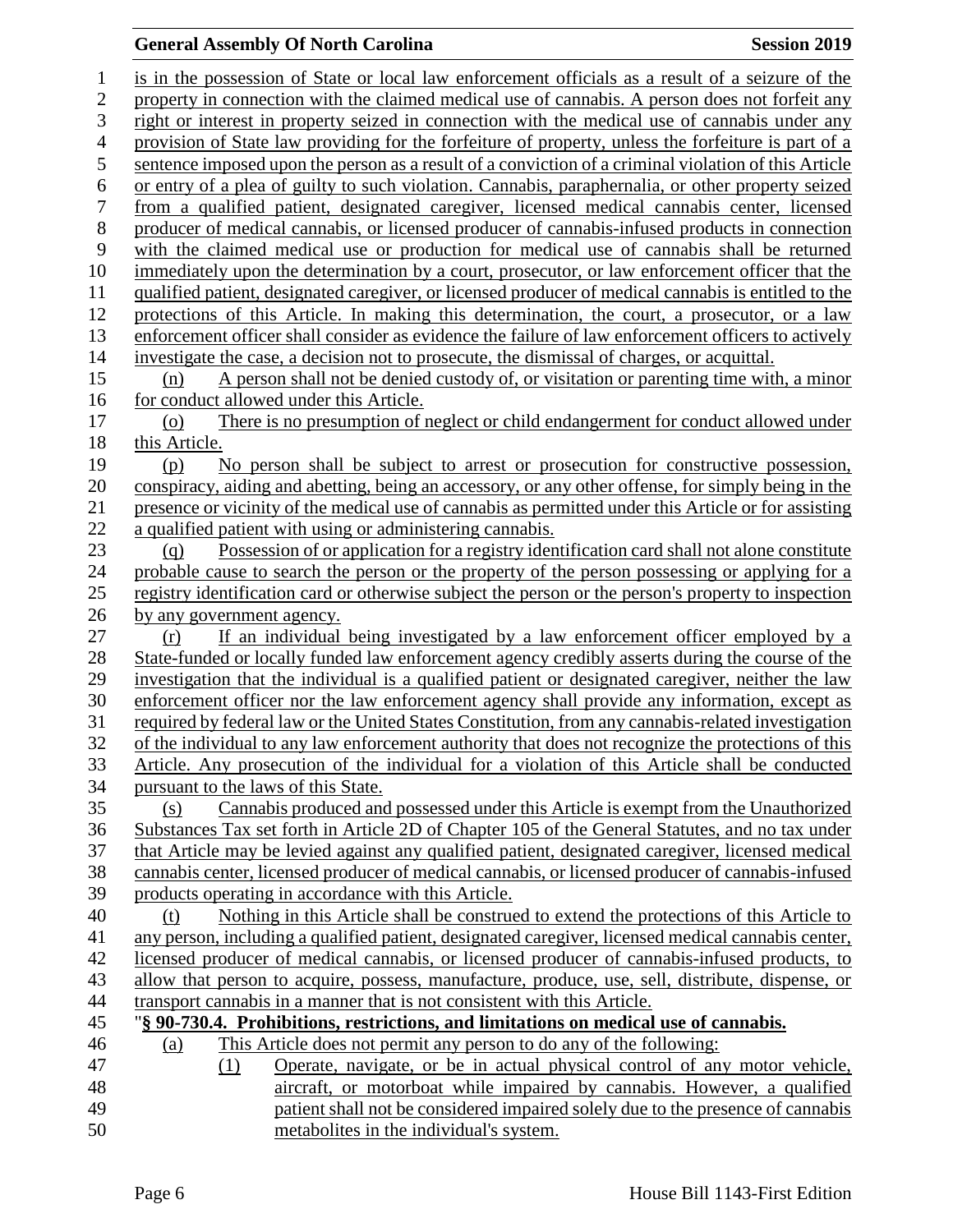is in the possession of State or local law enforcement officials as a result of a seizure of the property in connection with the claimed medical use of cannabis. A person does not forfeit any right or interest in property seized in connection with the medical use of cannabis under any provision of State law providing for the forfeiture of property, unless the forfeiture is part of a sentence imposed upon the person as a result of a conviction of a criminal violation of this Article or entry of a plea of guilty to such violation. Cannabis, paraphernalia, or other property seized from a qualified patient, designated caregiver, licensed medical cannabis center, licensed producer of medical cannabis, or licensed producer of cannabis-infused products in connection with the claimed medical use or production for medical use of cannabis shall be returned immediately upon the determination by a court, prosecutor, or law enforcement officer that the qualified patient, designated caregiver, or licensed producer of medical cannabis is entitled to the protections of this Article. In making this determination, the court, a prosecutor, or a law enforcement officer shall consider as evidence the failure of law enforcement officers to actively investigate the case, a decision not to prosecute, the dismissal of charges, or acquittal.

(n) A person shall not be denied custody of, or visitation or parenting time with, a minor for conduct allowed under this Article.

(o) There is no presumption of neglect or child endangerment for conduct allowed under this Article.

(p) No person shall be subject to arrest or prosecution for constructive possession, conspiracy, aiding and abetting, being an accessory, or any other offense, for simply being in the presence or vicinity of the medical use of cannabis as permitted under this Article or for assisting a qualified patient with using or administering cannabis.

(q) Possession of or application for a registry identification card shall not alone constitute probable cause to search the person or the property of the person possessing or applying for a registry identification card or otherwise subject the person or the person's property to inspection by any government agency.

(r) If an individual being investigated by a law enforcement officer employed by a State-funded or locally funded law enforcement agency credibly asserts during the course of the investigation that the individual is a qualified patient or designated caregiver, neither the law enforcement officer nor the law enforcement agency shall provide any information, except as required by federal law or the United States Constitution, from any cannabis-related investigation of the individual to any law enforcement authority that does not recognize the protections of this Article. Any prosecution of the individual for a violation of this Article shall be conducted pursuant to the laws of this State.

(s) Cannabis produced and possessed under this Article is exempt from the Unauthorized Substances Tax set forth in Article 2D of Chapter 105 of the General Statutes, and no tax under that Article may be levied against any qualified patient, designated caregiver, licensed medical cannabis center, licensed producer of medical cannabis, or licensed producer of cannabis-infused products operating in accordance with this Article.

(t) Nothing in this Article shall be construed to extend the protections of this Article to any person, including a qualified patient, designated caregiver, licensed medical cannabis center, licensed producer of medical cannabis, or licensed producer of cannabis-infused products, to allow that person to acquire, possess, manufacture, produce, use, sell, distribute, dispense, or transport cannabis in a manner that is not consistent with this Article.

"**§ 90-730.4. Prohibitions, restrictions, and limitations on medical use of cannabis.**

(a) This Article does not permit any person to do any of the following:

(1) Operate, navigate, or be in actual physical control of any motor vehicle, aircraft, or motorboat while impaired by cannabis. However, a qualified patient shall not be considered impaired solely due to the presence of cannabis metabolites in the individual's system.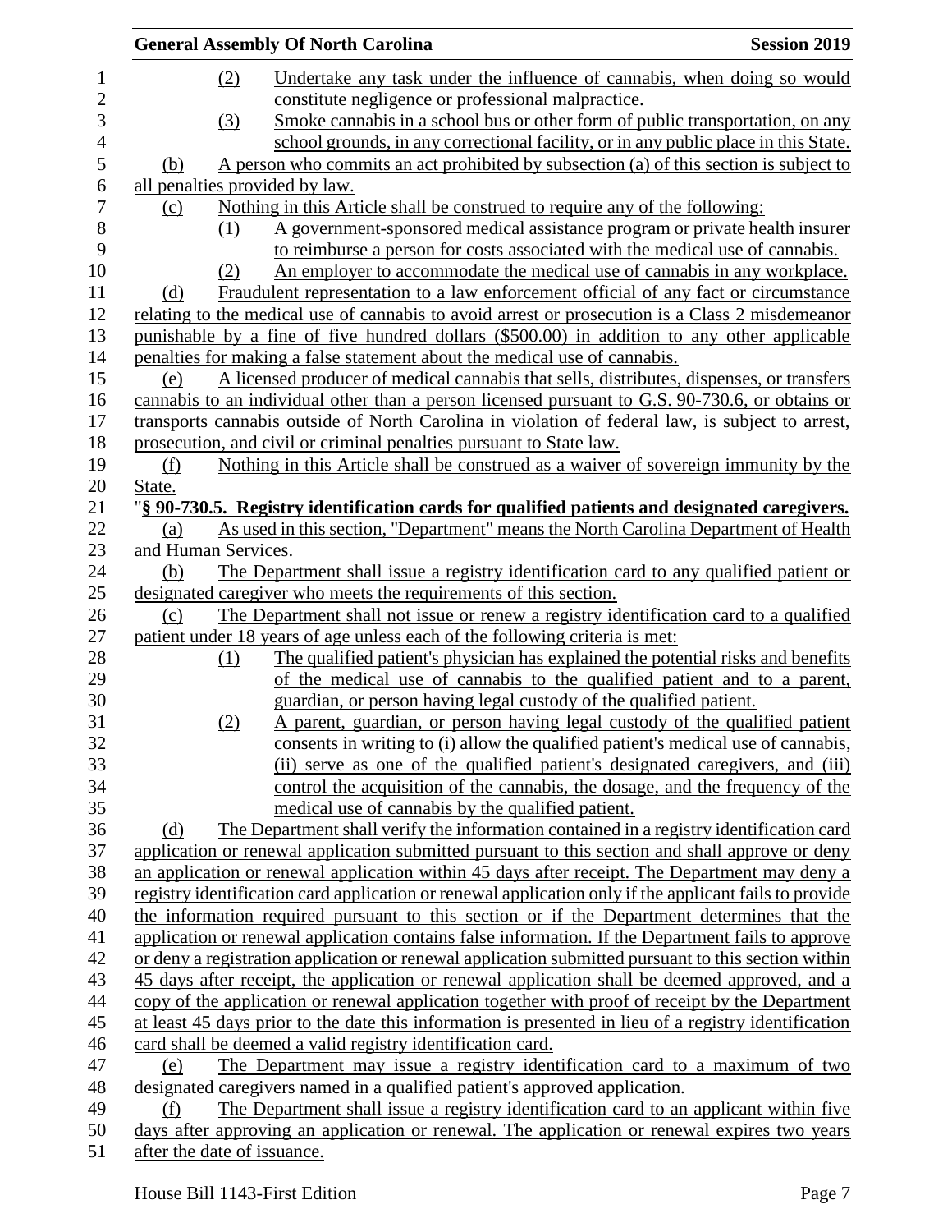(2) Undertake any task under the influence of cannabis, when doing so would constitute negligence or professional malpractice.

(3) Smoke cannabis in a school bus or other form of public transportation, on any school grounds, in any correctional facility, or in any public place in this State.

(b) A person who commits an act prohibited by subsection (a) of this section is subject to all penalties provided by law.

(c) Nothing in this Article shall be construed to require any of the following:

(1) A government-sponsored medical assistance program or private health insurer to reimburse a person for costs associated with the medical use of cannabis.

(2) An employer to accommodate the medical use of cannabis in any workplace.

(d) Fraudulent representation to a law enforcement official of any fact or circumstance relating to the medical use of cannabis to avoid arrest or prosecution is a Class 2 misdemeanor punishable by a fine of five hundred dollars ($500.00) in addition to any other applicable penalties for making a false statement about the medical use of cannabis.

(e) A licensed producer of medical cannabis that sells, distributes, dispenses, or transfers cannabis to an individual other than a person licensed pursuant to G.S. 90-730.6, or obtains or transports cannabis outside of North Carolina in violation of federal law, is subject to arrest, prosecution, and civil or criminal penalties pursuant to State law.

(f) Nothing in this Article shall be construed as a waiver of sovereign immunity by the State.

"**§ 90-730.5. Registry identification cards for qualified patients and designated caregivers.**

(a) As used in this section, "Department" means the North Carolina Department of Health and Human Services.

(b) The Department shall issue a registry identification card to any qualified patient or designated caregiver who meets the requirements of this section.

(c) The Department shall not issue or renew a registry identification card to a qualified patient under 18 years of age unless each of the following criteria is met:

(1) The qualified patient's physician has explained the potential risks and benefits of the medical use of cannabis to the qualified patient and to a parent, guardian, or person having legal custody of the qualified patient.

(2) A parent, guardian, or person having legal custody of the qualified patient consents in writing to (i) allow the qualified patient's medical use of cannabis, (ii) serve as one of the qualified patient's designated caregivers, and (iii) control the acquisition of the cannabis, the dosage, and the frequency of the medical use of cannabis by the qualified patient.

(d) The Department shall verify the information contained in a registry identification card application or renewal application submitted pursuant to this section and shall approve or deny an application or renewal application within 45 days after receipt. The Department may deny a registry identification card application or renewal application only if the applicant fails to provide the information required pursuant to this section or if the Department determines that the application or renewal application contains false information. If the Department fails to approve or deny a registration application or renewal application submitted pursuant to this section within 45 days after receipt, the application or renewal application shall be deemed approved, and a copy of the application or renewal application together with proof of receipt by the Department at least 45 days prior to the date this information is presented in lieu of a registry identification card shall be deemed a valid registry identification card.

(e) The Department may issue a registry identification card to a maximum of two designated caregivers named in a qualified patient's approved application.

(f) The Department shall issue a registry identification card to an applicant within five days after approving an application or renewal. The application or renewal expires two years after the date of issuance.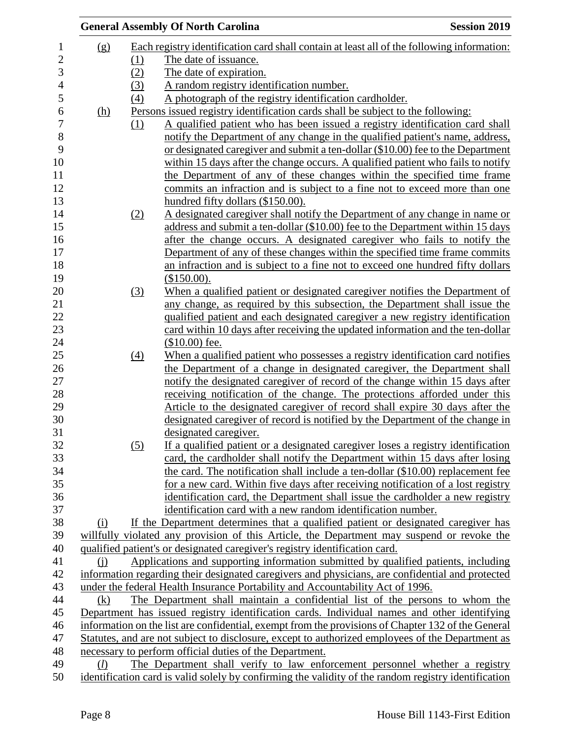(g) Each registry identification card shall contain at least all of the following information:

(1) The date of issuance.

(2) The date of expiration.

(3) A random registry identification number.

(4) A photograph of the registry identification cardholder.

(h) Persons issued registry identification cards shall be subject to the following:

(1) A qualified patient who has been issued a registry identification card shall notify the Department of any change in the qualified patient's name, address, or designated caregiver and submit a ten-dollar ($10.00) fee to the Department within 15 days after the change occurs. A qualified patient who fails to notify the Department of any of these changes within the specified time frame commits an infraction and is subject to a fine not to exceed more than one hundred fifty dollars ($150.00).

(2) A designated caregiver shall notify the Department of any change in name or address and submit a ten-dollar ($10.00) fee to the Department within 15 days after the change occurs. A designated caregiver who fails to notify the Department of any of these changes within the specified time frame commits an infraction and is subject to a fine not to exceed one hundred fifty dollars ($150.00).

(3) When a qualified patient or designated caregiver notifies the Department of any change, as required by this subsection, the Department shall issue the qualified patient and each designated caregiver a new registry identification card within 10 days after receiving the updated information and the ten-dollar ($10.00) fee.

(4) When a qualified patient who possesses a registry identification card notifies the Department of a change in designated caregiver, the Department shall notify the designated caregiver of record of the change within 15 days after receiving notification of the change. The protections afforded under this Article to the designated caregiver of record shall expire 30 days after the designated caregiver of record is notified by the Department of the change in designated caregiver.

(5) If a qualified patient or a designated caregiver loses a registry identification card, the cardholder shall notify the Department within 15 days after losing the card. The notification shall include a ten-dollar ($10.00) replacement fee for a new card. Within five days after receiving notification of a lost registry identification card, the Department shall issue the cardholder a new registry identification card with a new random identification number.

(i) If the Department determines that a qualified patient or designated caregiver has willfully violated any provision of this Article, the Department may suspend or revoke the qualified patient's or designated caregiver's registry identification card.

(j) Applications and supporting information submitted by qualified patients, including information regarding their designated caregivers and physicians, are confidential and protected under the federal Health Insurance Portability and Accountability Act of 1996.

(k) The Department shall maintain a confidential list of the persons to whom the Department has issued registry identification cards. Individual names and other identifying information on the list are confidential, exempt from the provisions of Chapter 132 of the General Statutes, and are not subject to disclosure, except to authorized employees of the Department as necessary to perform official duties of the Department.

(*l*) The Department shall verify to law enforcement personnel whether a registry identification card is valid solely by confirming the validity of the random registry identification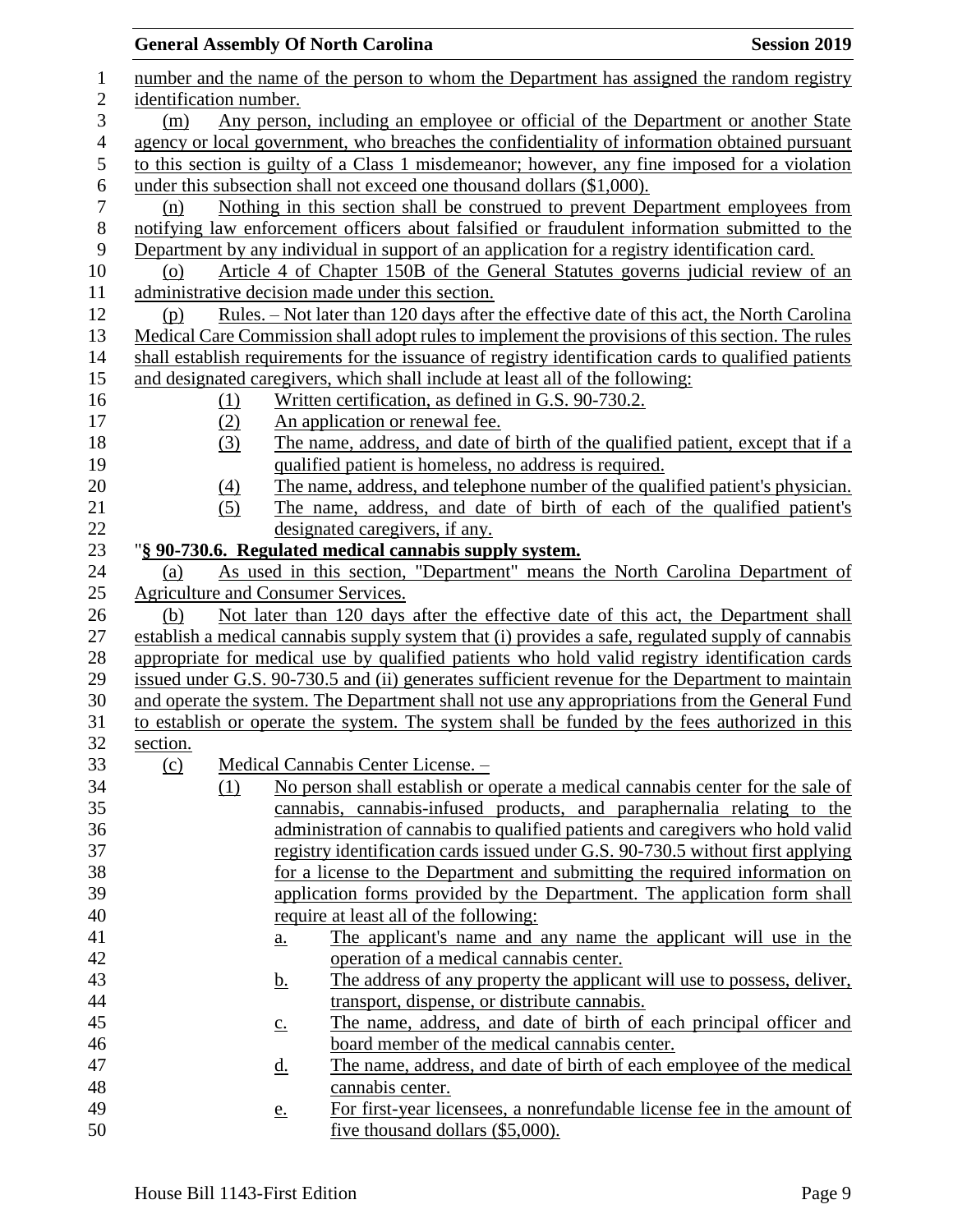number and the name of the person to whom the Department has assigned the random registry identification number.

(m) Any person, including an employee or official of the Department or another State agency or local government, who breaches the confidentiality of information obtained pursuant to this section is guilty of a Class 1 misdemeanor; however, any fine imposed for a violation under this subsection shall not exceed one thousand dollars ($1,000).

(n) Nothing in this section shall be construed to prevent Department employees from notifying law enforcement officers about falsified or fraudulent information submitted to the Department by any individual in support of an application for a registry identification card.

(o) Article 4 of Chapter 150B of the General Statutes governs judicial review of an administrative decision made under this section.

(p) Rules. – Not later than 120 days after the effective date of this act, the North Carolina Medical Care Commission shall adopt rules to implement the provisions of this section. The rules shall establish requirements for the issuance of registry identification cards to qualified patients and designated caregivers, which shall include at least all of the following:

(1) Written certification, as defined in G.S. 90-730.2.
(2) An application or renewal fee.
(3) The name, address, and date of birth of the qualified patient, except that if a qualified patient is homeless, no address is required.
(4) The name, address, and telephone number of the qualified patient's physician.
(5) The name, address, and date of birth of each of the qualified patient's designated caregivers, if any.

"**§ 90-730.6. Regulated medical cannabis supply system.**

(a) As used in this section, "Department" means the North Carolina Department of Agriculture and Consumer Services.

(b) Not later than 120 days after the effective date of this act, the Department shall establish a medical cannabis supply system that (i) provides a safe, regulated supply of cannabis appropriate for medical use by qualified patients who hold valid registry identification cards issued under G.S. 90-730.5 and (ii) generates sufficient revenue for the Department to maintain and operate the system. The Department shall not use any appropriations from the General Fund to establish or operate the system. The system shall be funded by the fees authorized in this section.

(c) Medical Cannabis Center License. –

(1) No person shall establish or operate a medical cannabis center for the sale of cannabis, cannabis-infused products, and paraphernalia relating to the administration of cannabis to qualified patients and caregivers who hold valid registry identification cards issued under G.S. 90-730.5 without first applying for a license to the Department and submitting the required information on application forms provided by the Department. The application form shall require at least all of the following:

a. The applicant's name and any name the applicant will use in the operation of a medical cannabis center.
b. The address of any property the applicant will use to possess, deliver, transport, dispense, or distribute cannabis.
c. The name, address, and date of birth of each principal officer and board member of the medical cannabis center.
d. The name, address, and date of birth of each employee of the medical cannabis center.
e. For first-year licensees, a nonrefundable license fee in the amount of five thousand dollars ($5,000).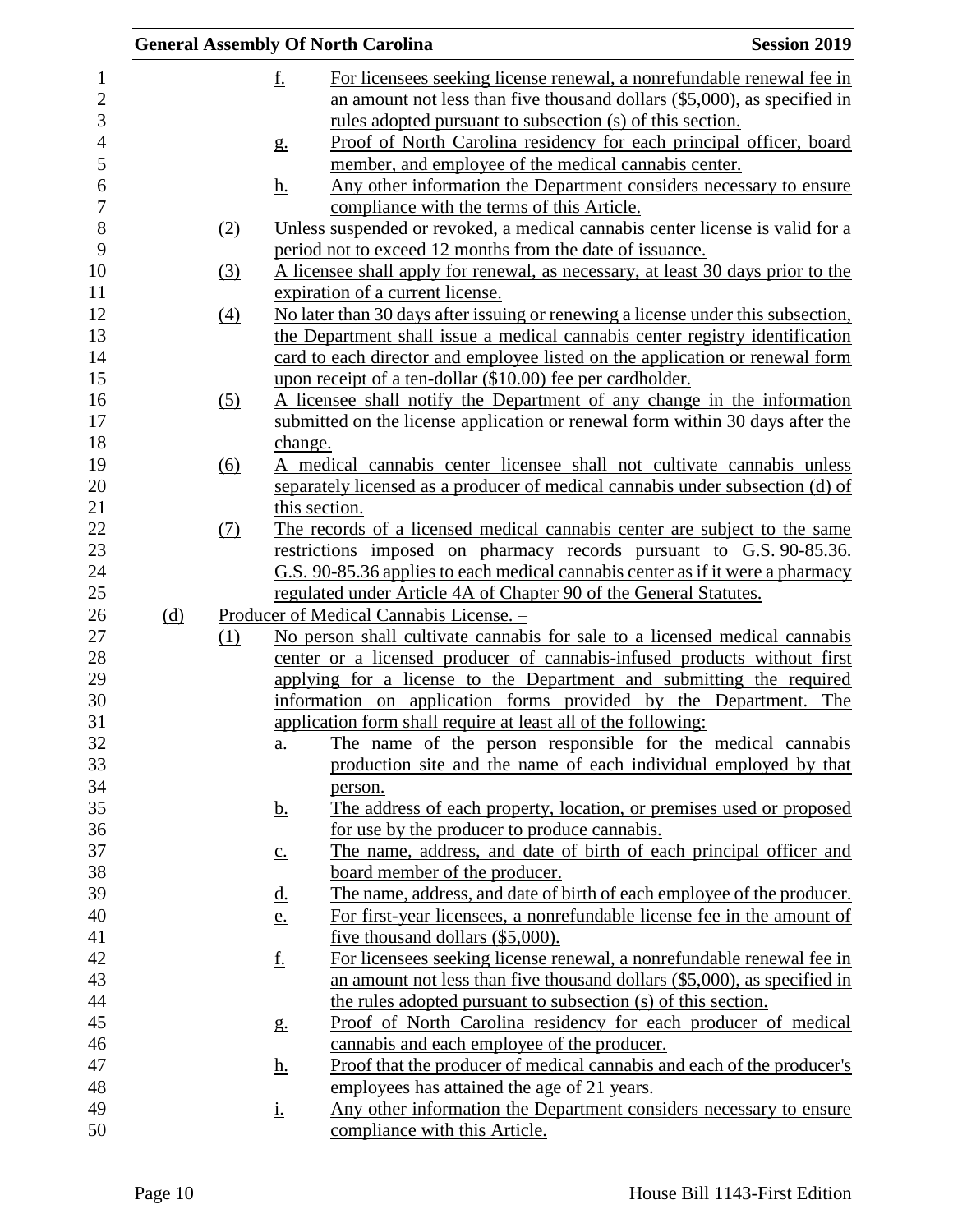f. For licensees seeking license renewal, a nonrefundable renewal fee in an amount not less than five thousand dollars ($5,000), as specified in rules adopted pursuant to subsection (s) of this section.

g. Proof of North Carolina residency for each principal officer, board member, and employee of the medical cannabis center.

h. Any other information the Department considers necessary to ensure compliance with the terms of this Article.

(2) Unless suspended or revoked, a medical cannabis center license is valid for a period not to exceed 12 months from the date of issuance.

(3) A licensee shall apply for renewal, as necessary, at least 30 days prior to the expiration of a current license.

(4) No later than 30 days after issuing or renewing a license under this subsection, the Department shall issue a medical cannabis center registry identification card to each director and employee listed on the application or renewal form upon receipt of a ten-dollar ($10.00) fee per cardholder.

(5) A licensee shall notify the Department of any change in the information submitted on the license application or renewal form within 30 days after the change.

(6) A medical cannabis center licensee shall not cultivate cannabis unless separately licensed as a producer of medical cannabis under subsection (d) of this section.

(7) The records of a licensed medical cannabis center are subject to the same restrictions imposed on pharmacy records pursuant to G.S. 90-85.36. G.S. 90-85.36 applies to each medical cannabis center as if it were a pharmacy regulated under Article 4A of Chapter 90 of the General Statutes.

(d) Producer of Medical Cannabis License. –

(1) No person shall cultivate cannabis for sale to a licensed medical cannabis center or a licensed producer of cannabis-infused products without first applying for a license to the Department and submitting the required information on application forms provided by the Department. The application form shall require at least all of the following:

a. The name of the person responsible for the medical cannabis production site and the name of each individual employed by that person.

b. The address of each property, location, or premises used or proposed for use by the producer to produce cannabis.

c. The name, address, and date of birth of each principal officer and board member of the producer.

d. The name, address, and date of birth of each employee of the producer.

e. For first-year licensees, a nonrefundable license fee in the amount of five thousand dollars ($5,000).

f. For licensees seeking license renewal, a nonrefundable renewal fee in an amount not less than five thousand dollars ($5,000), as specified in the rules adopted pursuant to subsection (s) of this section.

g. Proof of North Carolina residency for each producer of medical cannabis and each employee of the producer.

h. Proof that the producer of medical cannabis and each of the producer's employees has attained the age of 21 years.

i. Any other information the Department considers necessary to ensure compliance with this Article.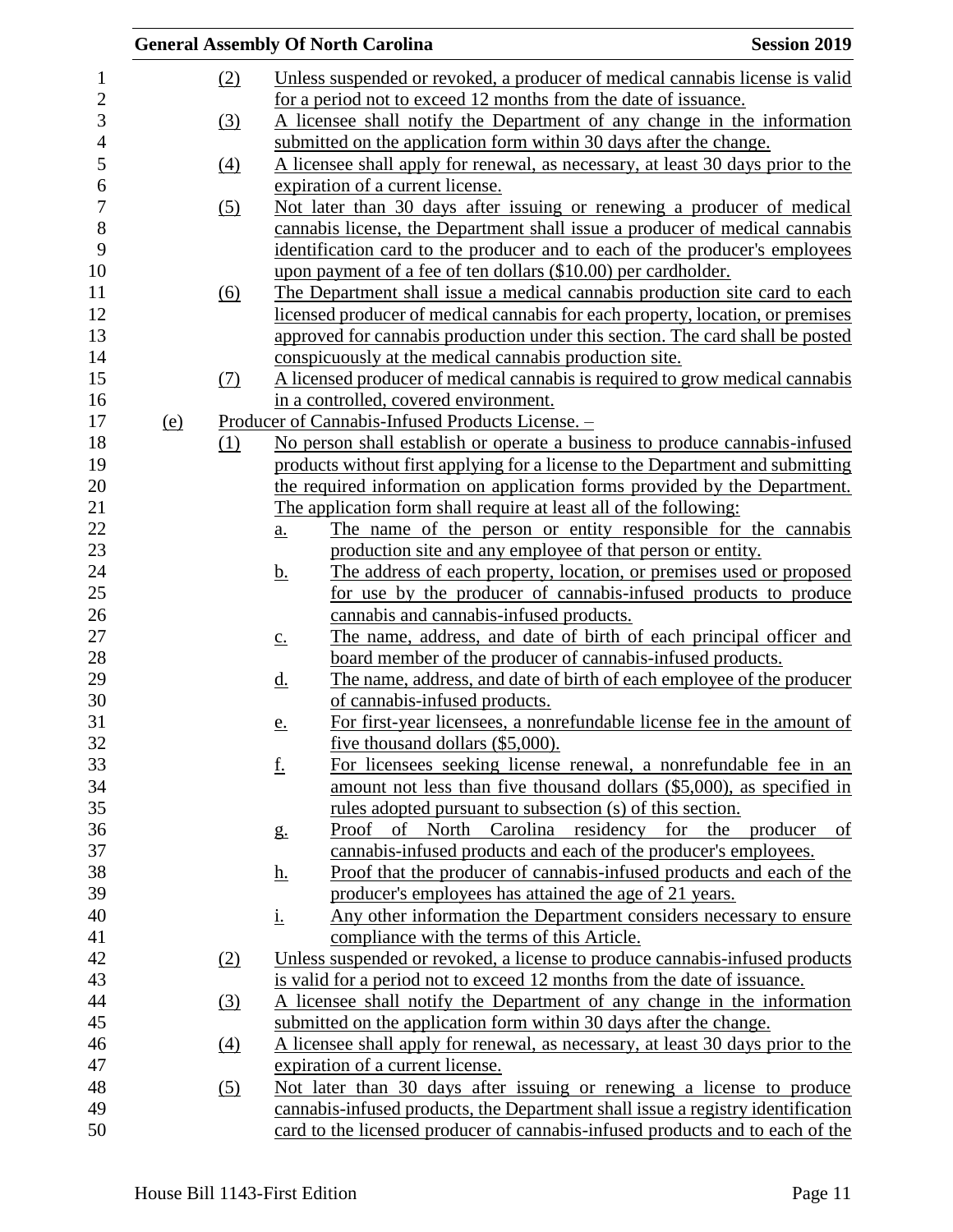(2) Unless suspended or revoked, a producer of medical cannabis license is valid for a period not to exceed 12 months from the date of issuance.

(3) A licensee shall notify the Department of any change in the information submitted on the application form within 30 days after the change.

(4) A licensee shall apply for renewal, as necessary, at least 30 days prior to the expiration of a current license.

(5) Not later than 30 days after issuing or renewing a producer of medical cannabis license, the Department shall issue a producer of medical cannabis identification card to the producer and to each of the producer's employees upon payment of a fee of ten dollars ($10.00) per cardholder.

(6) The Department shall issue a medical cannabis production site card to each licensed producer of medical cannabis for each property, location, or premises approved for cannabis production under this section. The card shall be posted conspicuously at the medical cannabis production site.

(7) A licensed producer of medical cannabis is required to grow medical cannabis in a controlled, covered environment.

(e) Producer of Cannabis-Infused Products License. –

(1) No person shall establish or operate a business to produce cannabis-infused products without first applying for a license to the Department and submitting the required information on application forms provided by the Department. The application form shall require at least all of the following:

a. The name of the person or entity responsible for the cannabis production site and any employee of that person or entity.

b. The address of each property, location, or premises used or proposed for use by the producer of cannabis-infused products to produce cannabis and cannabis-infused products.

c. The name, address, and date of birth of each principal officer and board member of the producer of cannabis-infused products.

d. The name, address, and date of birth of each employee of the producer of cannabis-infused products.

e. For first-year licensees, a nonrefundable license fee in the amount of five thousand dollars ($5,000).

f. For licensees seeking license renewal, a nonrefundable fee in an amount not less than five thousand dollars ($5,000), as specified in rules adopted pursuant to subsection (s) of this section.

g. Proof of North Carolina residency for the producer of cannabis-infused products and each of the producer's employees.

h. Proof that the producer of cannabis-infused products and each of the producer's employees has attained the age of 21 years.

i. Any other information the Department considers necessary to ensure compliance with the terms of this Article.

(2) Unless suspended or revoked, a license to produce cannabis-infused products is valid for a period not to exceed 12 months from the date of issuance.

(3) A licensee shall notify the Department of any change in the information submitted on the application form within 30 days after the change.

(4) A licensee shall apply for renewal, as necessary, at least 30 days prior to the expiration of a current license.

(5) Not later than 30 days after issuing or renewing a license to produce cannabis-infused products, the Department shall issue a registry identification card to the licensed producer of cannabis-infused products and to each of the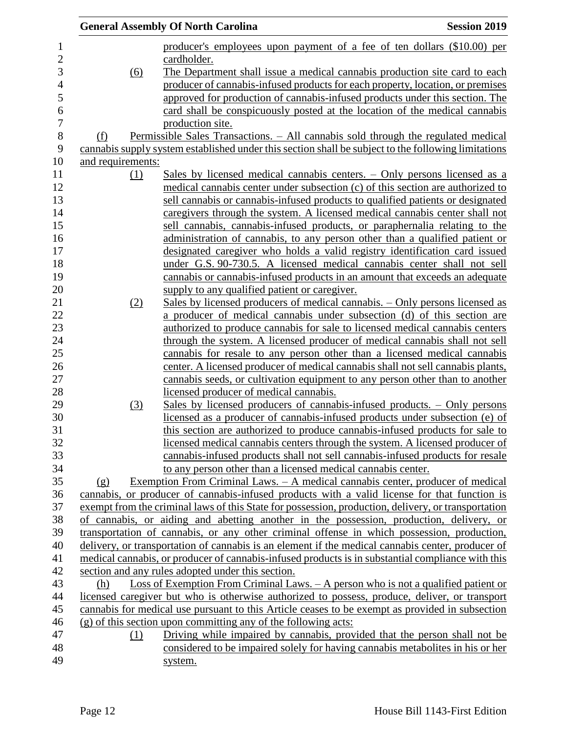producer's employees upon payment of a fee of ten dollars ($10.00) per cardholder.

(6) The Department shall issue a medical cannabis production site card to each producer of cannabis-infused products for each property, location, or premises approved for production of cannabis-infused products under this section. The card shall be conspicuously posted at the location of the medical cannabis production site.

(f) Permissible Sales Transactions. – All cannabis sold through the regulated medical cannabis supply system established under this section shall be subject to the following limitations and requirements:

(1) Sales by licensed medical cannabis centers. – Only persons licensed as a medical cannabis center under subsection (c) of this section are authorized to sell cannabis or cannabis-infused products to qualified patients or designated caregivers through the system. A licensed medical cannabis center shall not sell cannabis, cannabis-infused products, or paraphernalia relating to the administration of cannabis, to any person other than a qualified patient or designated caregiver who holds a valid registry identification card issued under G.S. 90-730.5. A licensed medical cannabis center shall not sell cannabis or cannabis-infused products in an amount that exceeds an adequate supply to any qualified patient or caregiver.

(2) Sales by licensed producers of medical cannabis. – Only persons licensed as a producer of medical cannabis under subsection (d) of this section are authorized to produce cannabis for sale to licensed medical cannabis centers through the system. A licensed producer of medical cannabis shall not sell cannabis for resale to any person other than a licensed medical cannabis center. A licensed producer of medical cannabis shall not sell cannabis plants, cannabis seeds, or cultivation equipment to any person other than to another licensed producer of medical cannabis.

(3) Sales by licensed producers of cannabis-infused products. – Only persons licensed as a producer of cannabis-infused products under subsection (e) of this section are authorized to produce cannabis-infused products for sale to licensed medical cannabis centers through the system. A licensed producer of cannabis-infused products shall not sell cannabis-infused products for resale to any person other than a licensed medical cannabis center.

(g) Exemption From Criminal Laws. – A medical cannabis center, producer of medical cannabis, or producer of cannabis-infused products with a valid license for that function is exempt from the criminal laws of this State for possession, production, delivery, or transportation of cannabis, or aiding and abetting another in the possession, production, delivery, or transportation of cannabis, or any other criminal offense in which possession, production, delivery, or transportation of cannabis is an element if the medical cannabis center, producer of medical cannabis, or producer of cannabis-infused products is in substantial compliance with this section and any rules adopted under this section.

(h) Loss of Exemption From Criminal Laws. – A person who is not a qualified patient or licensed caregiver but who is otherwise authorized to possess, produce, deliver, or transport cannabis for medical use pursuant to this Article ceases to be exempt as provided in subsection (g) of this section upon committing any of the following acts:

(1) Driving while impaired by cannabis, provided that the person shall not be considered to be impaired solely for having cannabis metabolites in his or her system.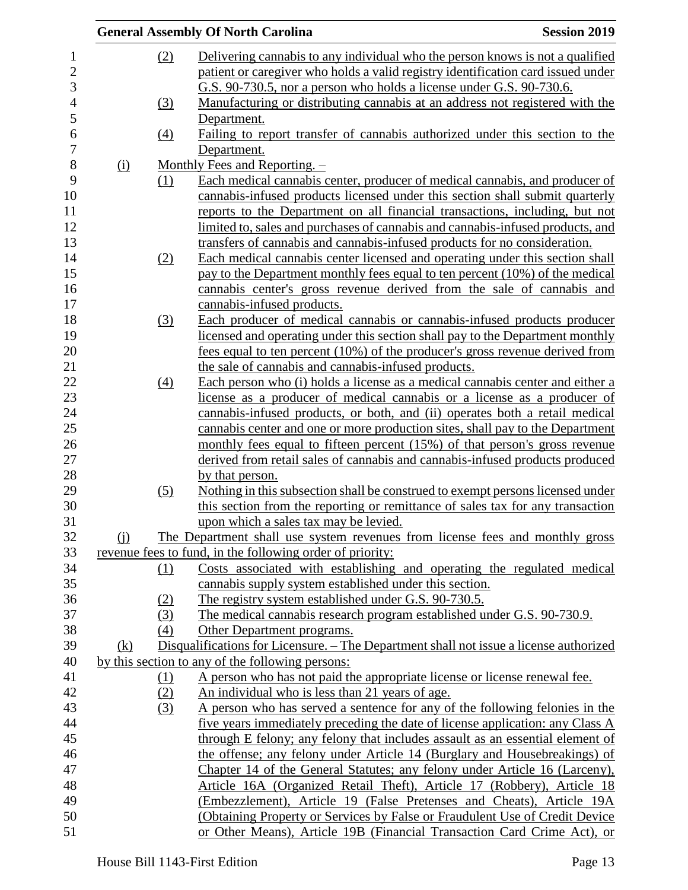(2) Delivering cannabis to any individual who the person knows is not a qualified patient or caregiver who holds a valid registry identification card issued under G.S. 90-730.5, nor a person who holds a license under G.S. 90-730.6.

(3) Manufacturing or distributing cannabis at an address not registered with the Department.

(4) Failing to report transfer of cannabis authorized under this section to the Department.

(i) Monthly Fees and Reporting. –

(1) Each medical cannabis center, producer of medical cannabis, and producer of cannabis-infused products licensed under this section shall submit quarterly reports to the Department on all financial transactions, including, but not limited to, sales and purchases of cannabis and cannabis-infused products, and transfers of cannabis and cannabis-infused products for no consideration.

(2) Each medical cannabis center licensed and operating under this section shall pay to the Department monthly fees equal to ten percent (10%) of the medical cannabis center's gross revenue derived from the sale of cannabis and cannabis-infused products.

(3) Each producer of medical cannabis or cannabis-infused products producer licensed and operating under this section shall pay to the Department monthly fees equal to ten percent (10%) of the producer's gross revenue derived from the sale of cannabis and cannabis-infused products.

(4) Each person who (i) holds a license as a medical cannabis center and either a license as a producer of medical cannabis or a license as a producer of cannabis-infused products, or both, and (ii) operates both a retail medical cannabis center and one or more production sites, shall pay to the Department monthly fees equal to fifteen percent (15%) of that person's gross revenue derived from retail sales of cannabis and cannabis-infused products produced by that person.

(5) Nothing in this subsection shall be construed to exempt persons licensed under this section from the reporting or remittance of sales tax for any transaction upon which a sales tax may be levied.

(j) The Department shall use system revenues from license fees and monthly gross revenue fees to fund, in the following order of priority:

(1) Costs associated with establishing and operating the regulated medical cannabis supply system established under this section.

(2) The registry system established under G.S. 90-730.5.

(3) The medical cannabis research program established under G.S. 90-730.9.

(4) Other Department programs.

(k) Disqualifications for Licensure. – The Department shall not issue a license authorized by this section to any of the following persons:

(1) A person who has not paid the appropriate license or license renewal fee.

(2) An individual who is less than 21 years of age.

(3) A person who has served a sentence for any of the following felonies in the five years immediately preceding the date of license application: any Class A through E felony; any felony that includes assault as an essential element of the offense; any felony under Article 14 (Burglary and Housebreakings) of Chapter 14 of the General Statutes; any felony under Article 16 (Larceny), Article 16A (Organized Retail Theft), Article 17 (Robbery), Article 18 (Embezzlement), Article 19 (False Pretenses and Cheats), Article 19A (Obtaining Property or Services by False or Fraudulent Use of Credit Device or Other Means), Article 19B (Financial Transaction Card Crime Act), or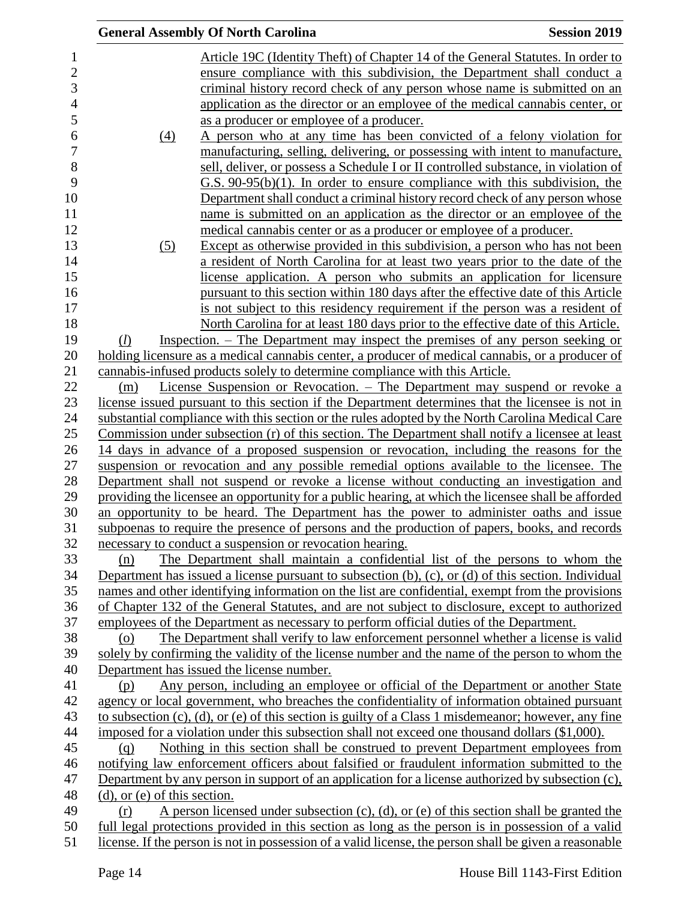Article 19C (Identity Theft) of Chapter 14 of the General Statutes. In order to ensure compliance with this subdivision, the Department shall conduct a criminal history record check of any person whose name is submitted on an application as the director or an employee of the medical cannabis center, or as a producer or employee of a producer.

(4) A person who at any time has been convicted of a felony violation for manufacturing, selling, delivering, or possessing with intent to manufacture, sell, deliver, or possess a Schedule I or II controlled substance, in violation of G.S. 90-95(b)(1). In order to ensure compliance with this subdivision, the Department shall conduct a criminal history record check of any person whose name is submitted on an application as the director or an employee of the medical cannabis center or as a producer or employee of a producer.

(5) Except as otherwise provided in this subdivision, a person who has not been a resident of North Carolina for at least two years prior to the date of the license application. A person who submits an application for licensure pursuant to this section within 180 days after the effective date of this Article is not subject to this residency requirement if the person was a resident of North Carolina for at least 180 days prior to the effective date of this Article.

(*l*) Inspection. – The Department may inspect the premises of any person seeking or holding licensure as a medical cannabis center, a producer of medical cannabis, or a producer of cannabis-infused products solely to determine compliance with this Article.

(m) License Suspension or Revocation. – The Department may suspend or revoke a license issued pursuant to this section if the Department determines that the licensee is not in substantial compliance with this section or the rules adopted by the North Carolina Medical Care Commission under subsection (r) of this section. The Department shall notify a licensee at least 14 days in advance of a proposed suspension or revocation, including the reasons for the suspension or revocation and any possible remedial options available to the licensee. The Department shall not suspend or revoke a license without conducting an investigation and providing the licensee an opportunity for a public hearing, at which the licensee shall be afforded an opportunity to be heard. The Department has the power to administer oaths and issue subpoenas to require the presence of persons and the production of papers, books, and records necessary to conduct a suspension or revocation hearing.

(n) The Department shall maintain a confidential list of the persons to whom the Department has issued a license pursuant to subsection (b), (c), or (d) of this section. Individual names and other identifying information on the list are confidential, exempt from the provisions of Chapter 132 of the General Statutes, and are not subject to disclosure, except to authorized employees of the Department as necessary to perform official duties of the Department.

(o) The Department shall verify to law enforcement personnel whether a license is valid solely by confirming the validity of the license number and the name of the person to whom the Department has issued the license number.

(p) Any person, including an employee or official of the Department or another State agency or local government, who breaches the confidentiality of information obtained pursuant to subsection (c), (d), or (e) of this section is guilty of a Class 1 misdemeanor; however, any fine imposed for a violation under this subsection shall not exceed one thousand dollars ($1,000).

(q) Nothing in this section shall be construed to prevent Department employees from notifying law enforcement officers about falsified or fraudulent information submitted to the Department by any person in support of an application for a license authorized by subsection (c), (d), or (e) of this section.

(r) A person licensed under subsection (c), (d), or (e) of this section shall be granted the full legal protections provided in this section as long as the person is in possession of a valid license. If the person is not in possession of a valid license, the person shall be given a reasonable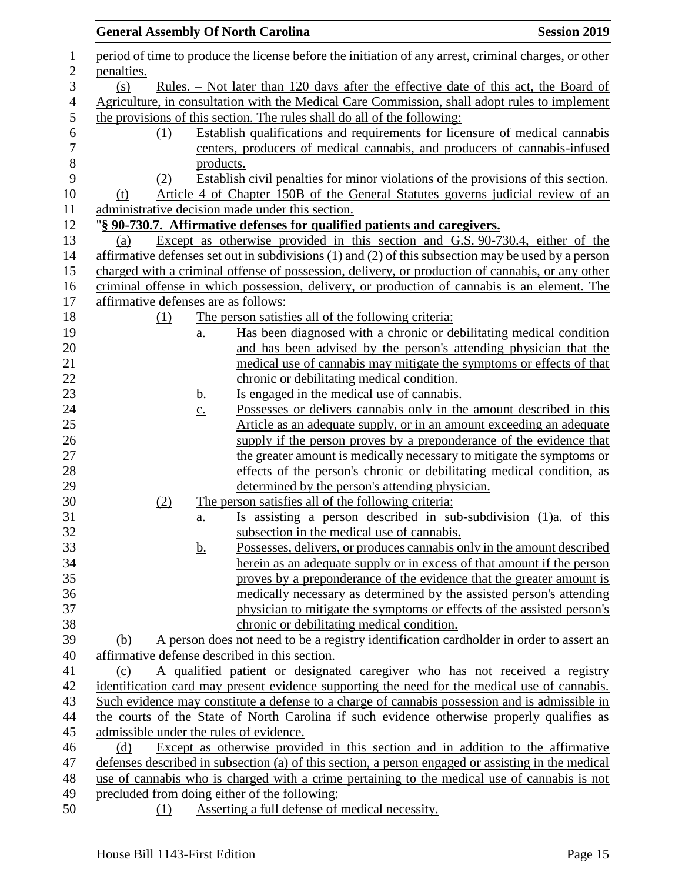period of time to produce the license before the initiation of any arrest, criminal charges, or other penalties.

(s) Rules. – Not later than 120 days after the effective date of this act, the Board of Agriculture, in consultation with the Medical Care Commission, shall adopt rules to implement the provisions of this section. The rules shall do all of the following:

(1) Establish qualifications and requirements for licensure of medical cannabis centers, producers of medical cannabis, and producers of cannabis-infused products.

(2) Establish civil penalties for minor violations of the provisions of this section.

(t) Article 4 of Chapter 150B of the General Statutes governs judicial review of an administrative decision made under this section.

"**§ 90-730.7. Affirmative defenses for qualified patients and caregivers.**

(a) Except as otherwise provided in this section and G.S. 90-730.4, either of the affirmative defenses set out in subdivisions (1) and (2) of this subsection may be used by a person charged with a criminal offense of possession, delivery, or production of cannabis, or any other criminal offense in which possession, delivery, or production of cannabis is an element. The affirmative defenses are as follows:

(1) The person satisfies all of the following criteria:

a. Has been diagnosed with a chronic or debilitating medical condition and has been advised by the person's attending physician that the medical use of cannabis may mitigate the symptoms or effects of that chronic or debilitating medical condition.

b. Is engaged in the medical use of cannabis.

c. Possesses or delivers cannabis only in the amount described in this Article as an adequate supply, or in an amount exceeding an adequate supply if the person proves by a preponderance of the evidence that the greater amount is medically necessary to mitigate the symptoms or effects of the person's chronic or debilitating medical condition, as determined by the person's attending physician.

(2) The person satisfies all of the following criteria:

a. Is assisting a person described in sub-subdivision (1)a. of this subsection in the medical use of cannabis.

b. Possesses, delivers, or produces cannabis only in the amount described herein as an adequate supply or in excess of that amount if the person proves by a preponderance of the evidence that the greater amount is medically necessary as determined by the assisted person's attending physician to mitigate the symptoms or effects of the assisted person's chronic or debilitating medical condition.

(b) A person does not need to be a registry identification cardholder in order to assert an affirmative defense described in this section.

(c) A qualified patient or designated caregiver who has not received a registry identification card may present evidence supporting the need for the medical use of cannabis. Such evidence may constitute a defense to a charge of cannabis possession and is admissible in the courts of the State of North Carolina if such evidence otherwise properly qualifies as admissible under the rules of evidence.

(d) Except as otherwise provided in this section and in addition to the affirmative defenses described in subsection (a) of this section, a person engaged or assisting in the medical use of cannabis who is charged with a crime pertaining to the medical use of cannabis is not precluded from doing either of the following:

(1) Asserting a full defense of medical necessity.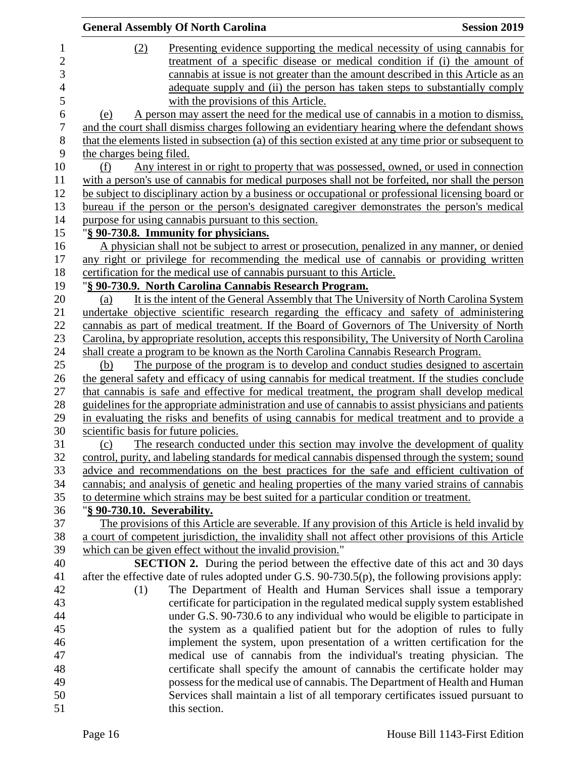(2) Presenting evidence supporting the medical necessity of using cannabis for treatment of a specific disease or medical condition if (i) the amount of cannabis at issue is not greater than the amount described in this Article as an adequate supply and (ii) the person has taken steps to substantially comply with the provisions of this Article.

(e) A person may assert the need for the medical use of cannabis in a motion to dismiss, and the court shall dismiss charges following an evidentiary hearing where the defendant shows that the elements listed in subsection (a) of this section existed at any time prior or subsequent to the charges being filed.

(f) Any interest in or right to property that was possessed, owned, or used in connection with a person's use of cannabis for medical purposes shall not be forfeited, nor shall the person be subject to disciplinary action by a business or occupational or professional licensing board or bureau if the person or the person's designated caregiver demonstrates the person's medical purpose for using cannabis pursuant to this section.

"**§ 90-730.8. Immunity for physicians.**

A physician shall not be subject to arrest or prosecution, penalized in any manner, or denied any right or privilege for recommending the medical use of cannabis or providing written certification for the medical use of cannabis pursuant to this Article.

"**§ 90-730.9. North Carolina Cannabis Research Program.**

(a) It is the intent of the General Assembly that The University of North Carolina System undertake objective scientific research regarding the efficacy and safety of administering cannabis as part of medical treatment. If the Board of Governors of The University of North Carolina, by appropriate resolution, accepts this responsibility, The University of North Carolina shall create a program to be known as the North Carolina Cannabis Research Program.

(b) The purpose of the program is to develop and conduct studies designed to ascertain the general safety and efficacy of using cannabis for medical treatment. If the studies conclude that cannabis is safe and effective for medical treatment, the program shall develop medical guidelines for the appropriate administration and use of cannabis to assist physicians and patients in evaluating the risks and benefits of using cannabis for medical treatment and to provide a scientific basis for future policies.

(c) The research conducted under this section may involve the development of quality control, purity, and labeling standards for medical cannabis dispensed through the system; sound advice and recommendations on the best practices for the safe and efficient cultivation of cannabis; and analysis of genetic and healing properties of the many varied strains of cannabis to determine which strains may be best suited for a particular condition or treatment.

"**§ 90-730.10. Severability.**

The provisions of this Article are severable. If any provision of this Article is held invalid by a court of competent jurisdiction, the invalidity shall not affect other provisions of this Article which can be given effect without the invalid provision."

**SECTION 2.** During the period between the effective date of this act and 30 days after the effective date of rules adopted under G.S. 90-730.5(p), the following provisions apply:

(1) The Department of Health and Human Services shall issue a temporary certificate for participation in the regulated medical supply system established under G.S. 90-730.6 to any individual who would be eligible to participate in the system as a qualified patient but for the adoption of rules to fully implement the system, upon presentation of a written certification for the medical use of cannabis from the individual's treating physician. The certificate shall specify the amount of cannabis the certificate holder may possess for the medical use of cannabis. The Department of Health and Human Services shall maintain a list of all temporary certificates issued pursuant to this section.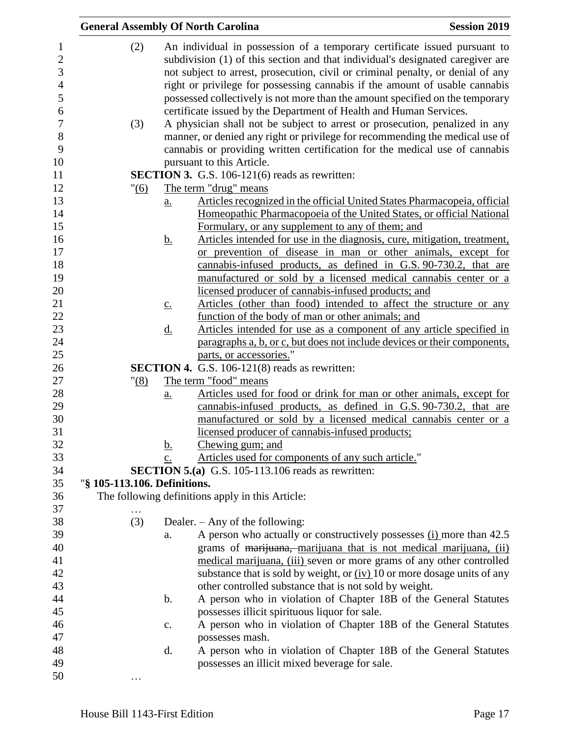(2) An individual in possession of a temporary certificate issued pursuant to subdivision (1) of this section and that individual's designated caregiver are not subject to arrest, prosecution, civil or criminal penalty, or denial of any right or privilege for possessing cannabis if the amount of usable cannabis possessed collectively is not more than the amount specified on the temporary certificate issued by the Department of Health and Human Services.

(3) A physician shall not be subject to arrest or prosecution, penalized in any manner, or denied any right or privilege for recommending the medical use of cannabis or providing written certification for the medical use of cannabis pursuant to this Article.

**SECTION 3.** G.S. 106-121(6) reads as rewritten:

"(6) The term "drug" means

a. Articles recognized in the official United States Pharmacopeia, official Homeopathic Pharmacopoeia of the United States, or official National Formulary, or any supplement to any of them; and

b. Articles intended for use in the diagnosis, cure, mitigation, treatment, or prevention of disease in man or other animals, except for cannabis-infused products, as defined in G.S. 90-730.2, that are manufactured or sold by a licensed medical cannabis center or a licensed producer of cannabis-infused products; and

c. Articles (other than food) intended to affect the structure or any function of the body of man or other animals; and

d. Articles intended for use as a component of any article specified in paragraphs a, b, or c, but does not include devices or their components, parts, or accessories."

**SECTION 4.** G.S. 106-121(8) reads as rewritten:

"(8) The term "food" means

a. Articles used for food or drink for man or other animals, except for cannabis-infused products, as defined in G.S. 90-730.2, that are manufactured or sold by a licensed medical cannabis center or a licensed producer of cannabis-infused products;

b. Chewing gum; and

c. Articles used for components of any such article."

**SECTION 5.(a)** G.S. 105-113.106 reads as rewritten:

"**§ 105-113.106. Definitions.**

The following definitions apply in this Article:

…

(3) Dealer. – Any of the following:

a. A person who actually or constructively possesses (i) more than 42.5 grams of ~~marijuana,~~ marijuana that is not medical marijuana, (ii) medical marijuana, (iii) seven or more grams of any other controlled substance that is sold by weight, or (iv) 10 or more dosage units of any other controlled substance that is not sold by weight.

b. A person who in violation of Chapter 18B of the General Statutes possesses illicit spirituous liquor for sale.

c. A person who in violation of Chapter 18B of the General Statutes possesses mash.

d. A person who in violation of Chapter 18B of the General Statutes possesses an illicit mixed beverage for sale.

…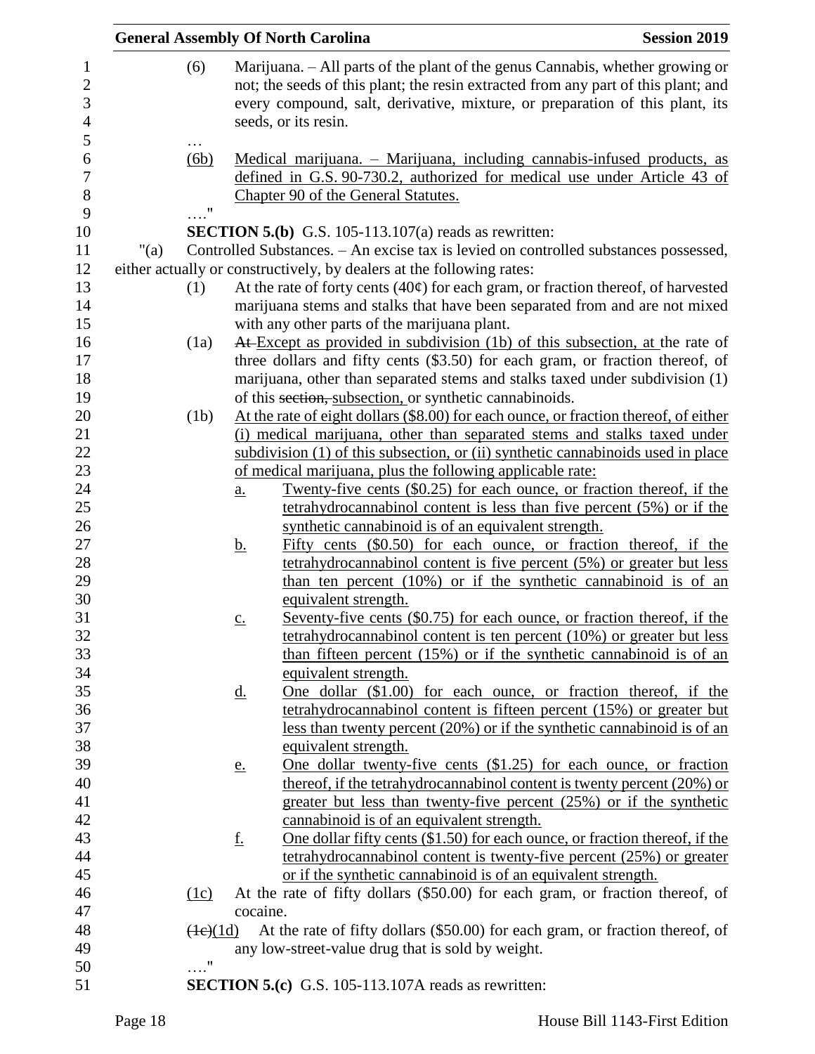(6) Marijuana. – All parts of the plant of the genus Cannabis, whether growing or not; the seeds of this plant; the resin extracted from any part of this plant; and every compound, salt, derivative, mixture, or preparation of this plant, its seeds, or its resin.

…

<u>(6b) Medical marijuana. – Marijuana, including cannabis-infused products, as defined in G.S. 90-730.2, authorized for medical use under Article 43 of Chapter 90 of the General Statutes.</u>

…."

**SECTION 5.(b)** G.S. 105-113.107(a) reads as rewritten:

"(a) Controlled Substances. – An excise tax is levied on controlled substances possessed, either actually or constructively, by dealers at the following rates:

(1) At the rate of forty cents (40¢) for each gram, or fraction thereof, of harvested marijuana stems and stalks that have been separated from and are not mixed with any other parts of the marijuana plant.

(1a) ~~At~~ <u>Except as provided in subdivision (1b) of this subsection, at</u> the rate of three dollars and fifty cents ($3.50) for each gram, or fraction thereof, of marijuana, other than separated stems and stalks taxed under subdivision (1) of this ~~section,~~ <u>subsection,</u> or synthetic cannabinoids.

<u>(1b) At the rate of eight dollars ($8.00) for each ounce, or fraction thereof, of either (i) medical marijuana, other than separated stems and stalks taxed under subdivision (1) of this subsection, or (ii) synthetic cannabinoids used in place of medical marijuana, plus the following applicable rate:</u>

<u>a. Twenty-five cents ($0.25) for each ounce, or fraction thereof, if the tetrahydrocannabinol content is less than five percent (5%) or if the synthetic cannabinoid is of an equivalent strength.</u>

<u>b. Fifty cents ($0.50) for each ounce, or fraction thereof, if the tetrahydrocannabinol content is five percent (5%) or greater but less than ten percent (10%) or if the synthetic cannabinoid is of an equivalent strength.</u>

<u>c. Seventy-five cents ($0.75) for each ounce, or fraction thereof, if the tetrahydrocannabinol content is ten percent (10%) or greater but less than fifteen percent (15%) or if the synthetic cannabinoid is of an equivalent strength.</u>

<u>d. One dollar ($1.00) for each ounce, or fraction thereof, if the tetrahydrocannabinol content is fifteen percent (15%) or greater but less than twenty percent (20%) or if the synthetic cannabinoid is of an equivalent strength.</u>

<u>e. One dollar twenty-five cents ($1.25) for each ounce, or fraction thereof, if the tetrahydrocannabinol content is twenty percent (20%) or greater but less than twenty-five percent (25%) or if the synthetic cannabinoid is of an equivalent strength.</u>

<u>f. One dollar fifty cents ($1.50) for each ounce, or fraction thereof, if the tetrahydrocannabinol content is twenty-five percent (25%) or greater or if the synthetic cannabinoid is of an equivalent strength.</u>

<u>(1c)</u> At the rate of fifty dollars ($50.00) for each gram, or fraction thereof, of cocaine.

~~(1c)~~<u>(1d)</u> At the rate of fifty dollars ($50.00) for each gram, or fraction thereof, of any low-street-value drug that is sold by weight.

…."

**SECTION 5.(c)** G.S. 105-113.107A reads as rewritten: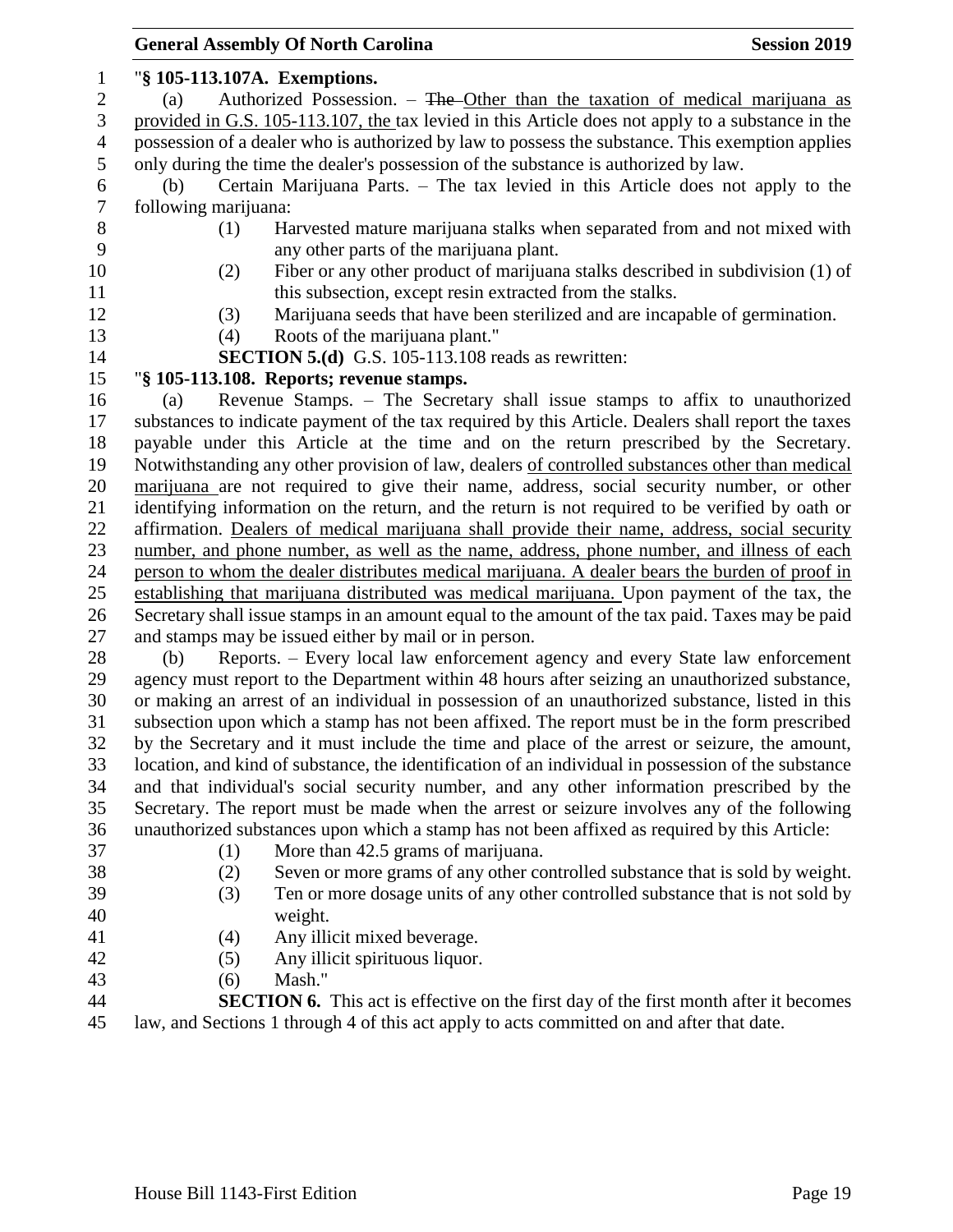"**§ 105-113.107A. Exemptions.**

(a) Authorized Possession. – ~~The~~ Other than the taxation of medical marijuana as provided in G.S. 105-113.107, the tax levied in this Article does not apply to a substance in the possession of a dealer who is authorized by law to possess the substance. This exemption applies only during the time the dealer's possession of the substance is authorized by law.

(b) Certain Marijuana Parts. – The tax levied in this Article does not apply to the following marijuana:

(1) Harvested mature marijuana stalks when separated from and not mixed with any other parts of the marijuana plant.

(2) Fiber or any other product of marijuana stalks described in subdivision (1) of this subsection, except resin extracted from the stalks.

(3) Marijuana seeds that have been sterilized and are incapable of germination.

(4) Roots of the marijuana plant."

**SECTION 5.(d)** G.S. 105-113.108 reads as rewritten:

"**§ 105-113.108. Reports; revenue stamps.**

(a) Revenue Stamps. – The Secretary shall issue stamps to affix to unauthorized substances to indicate payment of the tax required by this Article. Dealers shall report the taxes payable under this Article at the time and on the return prescribed by the Secretary. Notwithstanding any other provision of law, dealers of controlled substances other than medical marijuana are not required to give their name, address, social security number, or other identifying information on the return, and the return is not required to be verified by oath or affirmation. Dealers of medical marijuana shall provide their name, address, social security number, and phone number, as well as the name, address, phone number, and illness of each person to whom the dealer distributes medical marijuana. A dealer bears the burden of proof in establishing that marijuana distributed was medical marijuana. Upon payment of the tax, the Secretary shall issue stamps in an amount equal to the amount of the tax paid. Taxes may be paid and stamps may be issued either by mail or in person.

(b) Reports. – Every local law enforcement agency and every State law enforcement agency must report to the Department within 48 hours after seizing an unauthorized substance, or making an arrest of an individual in possession of an unauthorized substance, listed in this subsection upon which a stamp has not been affixed. The report must be in the form prescribed by the Secretary and it must include the time and place of the arrest or seizure, the amount, location, and kind of substance, the identification of an individual in possession of the substance and that individual's social security number, and any other information prescribed by the Secretary. The report must be made when the arrest or seizure involves any of the following unauthorized substances upon which a stamp has not been affixed as required by this Article:

(1) More than 42.5 grams of marijuana.

(2) Seven or more grams of any other controlled substance that is sold by weight.

(3) Ten or more dosage units of any other controlled substance that is not sold by weight.

(4) Any illicit mixed beverage.

(5) Any illicit spirituous liquor.

(6) Mash."

**SECTION 6.** This act is effective on the first day of the first month after it becomes law, and Sections 1 through 4 of this act apply to acts committed on and after that date.